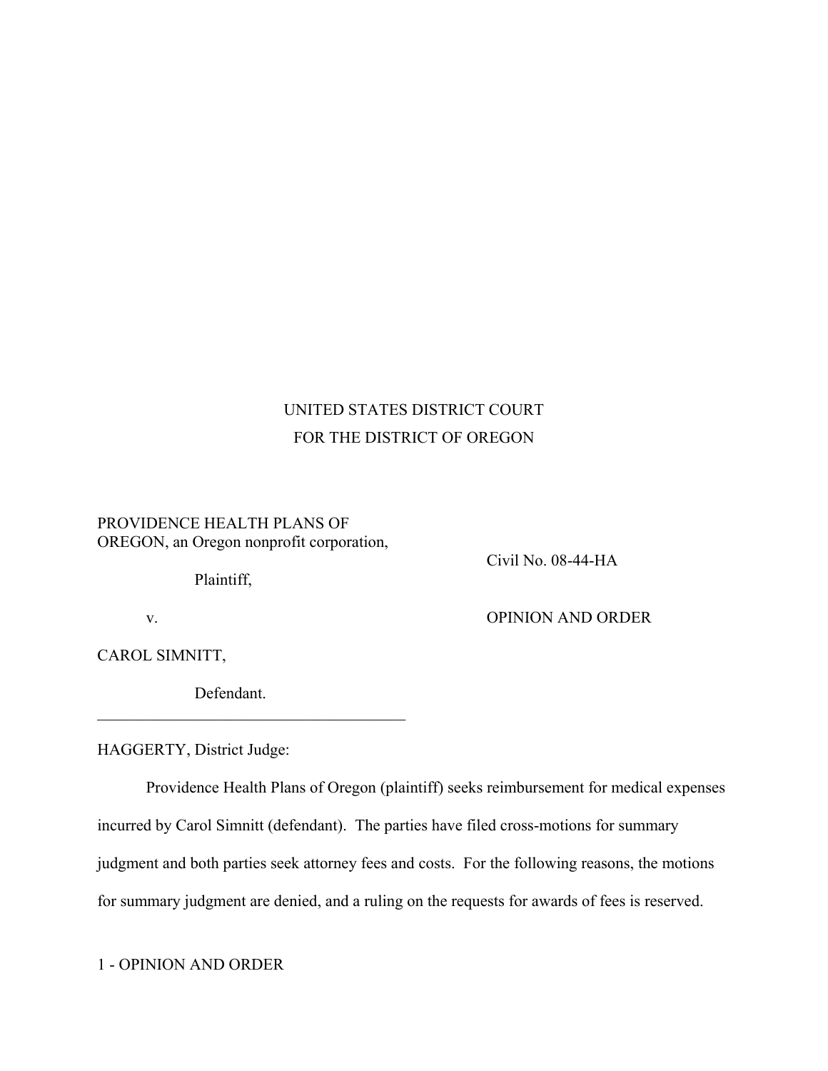UNITED STATES DISTRICT COURT
FOR THE DISTRICT OF OREGON

PROVIDENCE HEALTH PLANS OF OREGON, an Oregon nonprofit corporation,

Plaintiff,

v.

CAROL SIMNITT,

Defendant.

Civil No. 08-44-HA

OPINION AND ORDER

HAGGERTY, District Judge:

Providence Health Plans of Oregon (plaintiff) seeks reimbursement for medical expenses incurred by Carol Simnitt (defendant). The parties have filed cross-motions for summary judgment and both parties seek attorney fees and costs. For the following reasons, the motions for summary judgment are denied, and a ruling on the requests for awards of fees is reserved.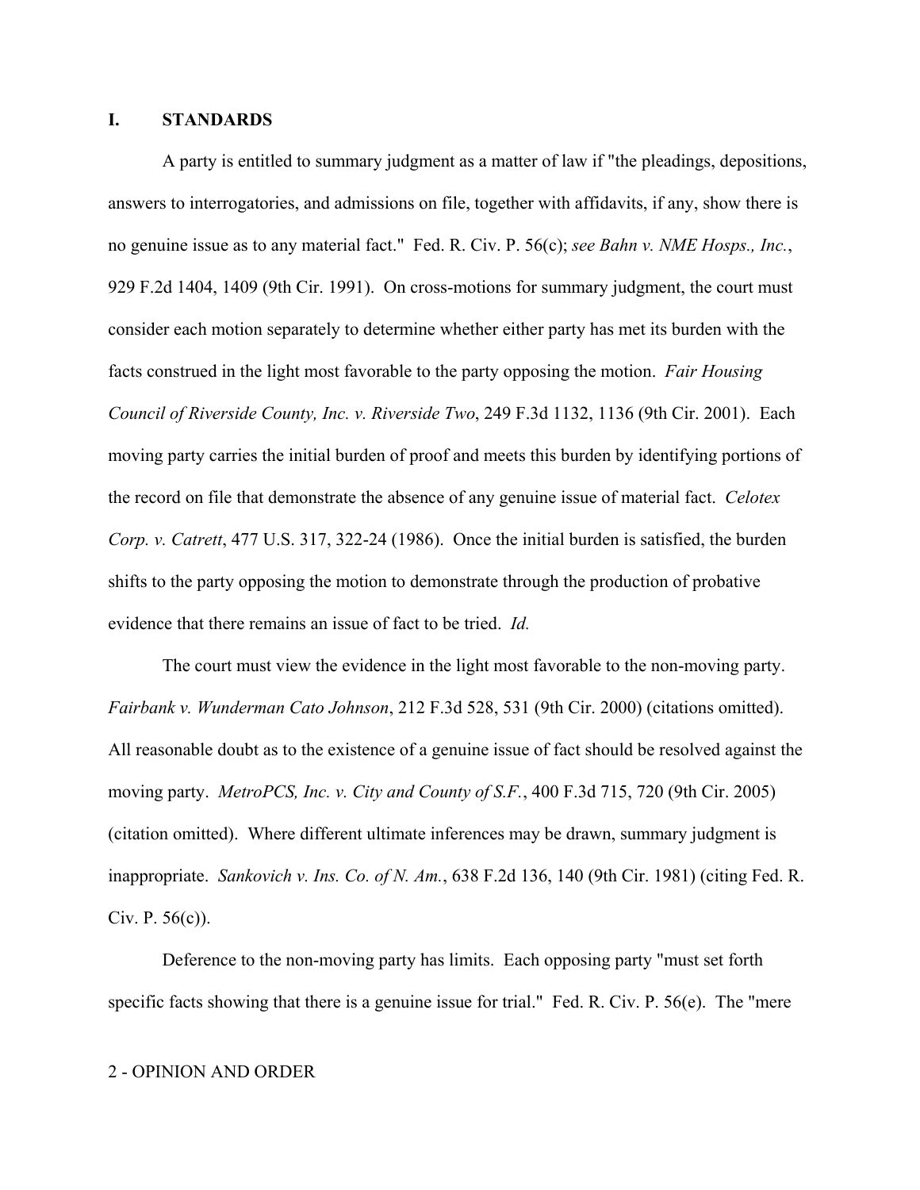## I. STANDARDS

A party is entitled to summary judgment as a matter of law if "the pleadings, depositions, answers to interrogatories, and admissions on file, together with affidavits, if any, show there is no genuine issue as to any material fact." Fed. R. Civ. P. 56(c); *see Bahn v. NME Hosps., Inc.*, 929 F.2d 1404, 1409 (9th Cir. 1991). On cross-motions for summary judgment, the court must consider each motion separately to determine whether either party has met its burden with the facts construed in the light most favorable to the party opposing the motion. *Fair Housing Council of Riverside County, Inc. v. Riverside Two*, 249 F.3d 1132, 1136 (9th Cir. 2001). Each moving party carries the initial burden of proof and meets this burden by identifying portions of the record on file that demonstrate the absence of any genuine issue of material fact. *Celotex Corp. v. Catrett*, 477 U.S. 317, 322-24 (1986). Once the initial burden is satisfied, the burden shifts to the party opposing the motion to demonstrate through the production of probative evidence that there remains an issue of fact to be tried. *Id.*

The court must view the evidence in the light most favorable to the non-moving party. *Fairbank v. Wunderman Cato Johnson*, 212 F.3d 528, 531 (9th Cir. 2000) (citations omitted). All reasonable doubt as to the existence of a genuine issue of fact should be resolved against the moving party. *MetroPCS, Inc. v. City and County of S.F.*, 400 F.3d 715, 720 (9th Cir. 2005) (citation omitted). Where different ultimate inferences may be drawn, summary judgment is inappropriate. *Sankovich v. Ins. Co. of N. Am.*, 638 F.2d 136, 140 (9th Cir. 1981) (citing Fed. R. Civ. P. 56(c)).

Deference to the non-moving party has limits. Each opposing party "must set forth specific facts showing that there is a genuine issue for trial." Fed. R. Civ. P. 56(e). The "mere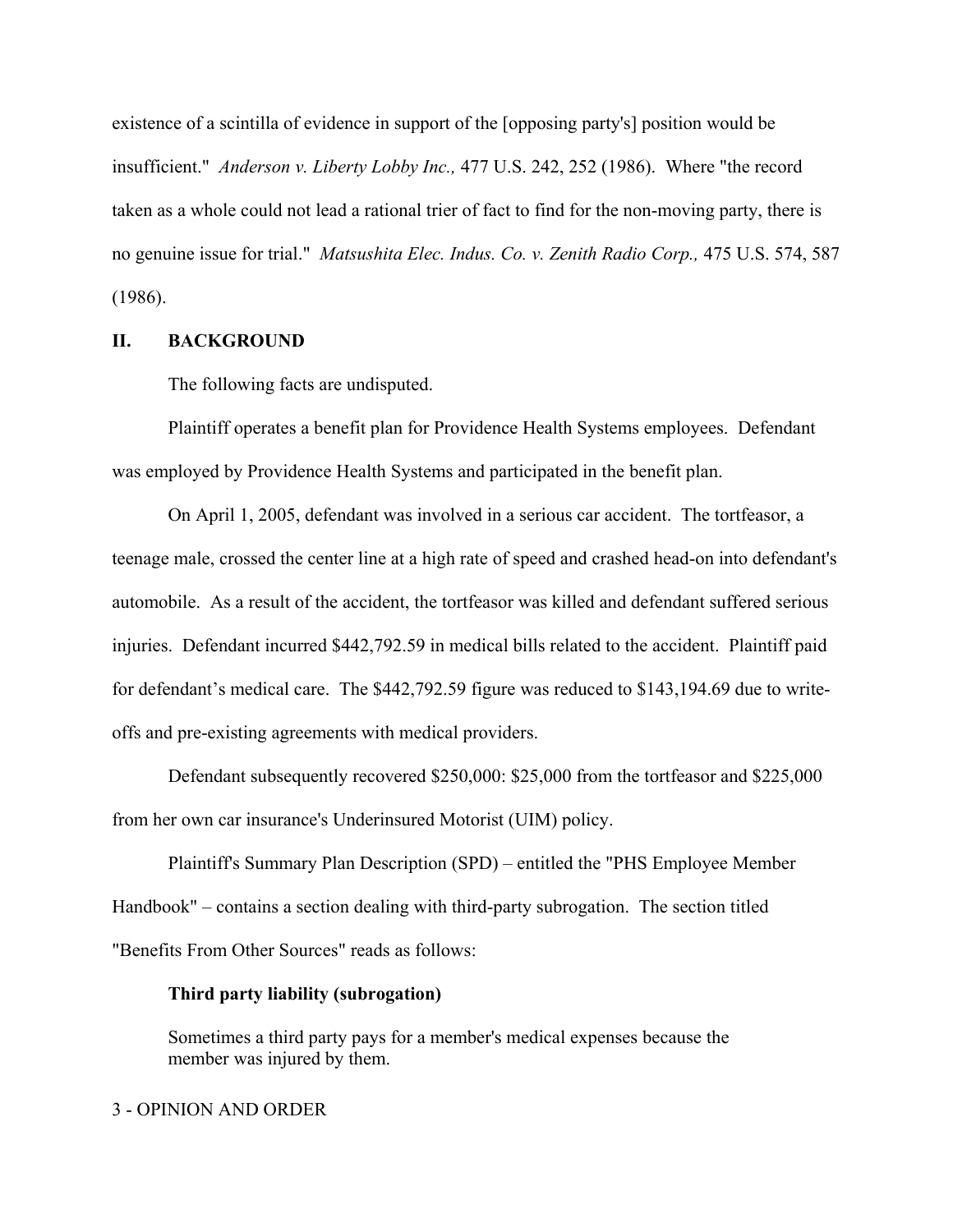existence of a scintilla of evidence in support of the [opposing party's] position would be insufficient." *Anderson v. Liberty Lobby Inc.,* 477 U.S. 242, 252 (1986). Where "the record taken as a whole could not lead a rational trier of fact to find for the non-moving party, there is no genuine issue for trial." *Matsushita Elec. Indus. Co. v. Zenith Radio Corp.,* 475 U.S. 574, 587 (1986).

## II. BACKGROUND

The following facts are undisputed.

Plaintiff operates a benefit plan for Providence Health Systems employees. Defendant was employed by Providence Health Systems and participated in the benefit plan.

On April 1, 2005, defendant was involved in a serious car accident. The tortfeasor, a teenage male, crossed the center line at a high rate of speed and crashed head-on into defendant's automobile. As a result of the accident, the tortfeasor was killed and defendant suffered serious injuries. Defendant incurred $442,792.59 in medical bills related to the accident. Plaintiff paid for defendant's medical care. The $442,792.59 figure was reduced to $143,194.69 due to write-offs and pre-existing agreements with medical providers.

Defendant subsequently recovered $250,000: $25,000 from the tortfeasor and $225,000 from her own car insurance's Underinsured Motorist (UIM) policy.

Plaintiff's Summary Plan Description (SPD) – entitled the "PHS Employee Member Handbook" – contains a section dealing with third-party subrogation. The section titled "Benefits From Other Sources" reads as follows:

> **Third party liability (subrogation)**
>
> Sometimes a third party pays for a member's medical expenses because the member was injured by them.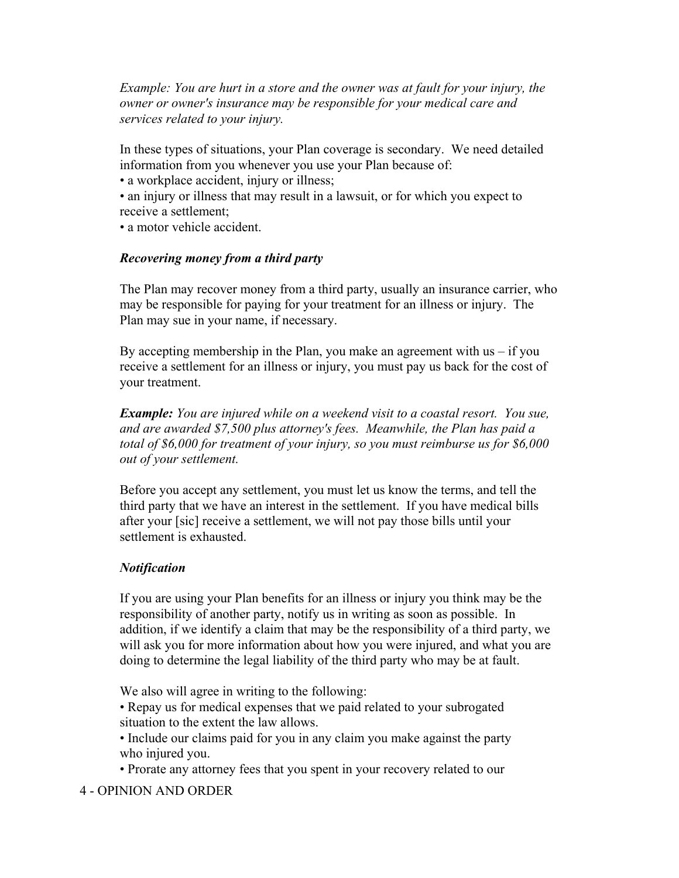*Example: You are hurt in a store and the owner was at fault for your injury, the owner or owner's insurance may be responsible for your medical care and services related to your injury.*

In these types of situations, your Plan coverage is secondary. We need detailed information from you whenever you use your Plan because of:
• a workplace accident, injury or illness;
• an injury or illness that may result in a lawsuit, or for which you expect to receive a settlement;
• a motor vehicle accident.

***Recovering money from a third party***

The Plan may recover money from a third party, usually an insurance carrier, who may be responsible for paying for your treatment for an illness or injury. The Plan may sue in your name, if necessary.

By accepting membership in the Plan, you make an agreement with us – if you receive a settlement for an illness or injury, you must pay us back for the cost of your treatment.

***Example:*** *You are injured while on a weekend visit to a coastal resort. You sue, and are awarded $7,500 plus attorney's fees. Meanwhile, the Plan has paid a total of $6,000 for treatment of your injury, so you must reimburse us for $6,000 out of your settlement.*

Before you accept any settlement, you must let us know the terms, and tell the third party that we have an interest in the settlement. If you have medical bills after your [sic] receive a settlement, we will not pay those bills until your settlement is exhausted.

***Notification***

If you are using your Plan benefits for an illness or injury you think may be the responsibility of another party, notify us in writing as soon as possible. In addition, if we identify a claim that may be the responsibility of a third party, we will ask you for more information about how you were injured, and what you are doing to determine the legal liability of the third party who may be at fault.

We also will agree in writing to the following:
• Repay us for medical expenses that we paid related to your subrogated situation to the extent the law allows.
• Include our claims paid for you in any claim you make against the party who injured you.
• Prorate any attorney fees that you spent in your recovery related to our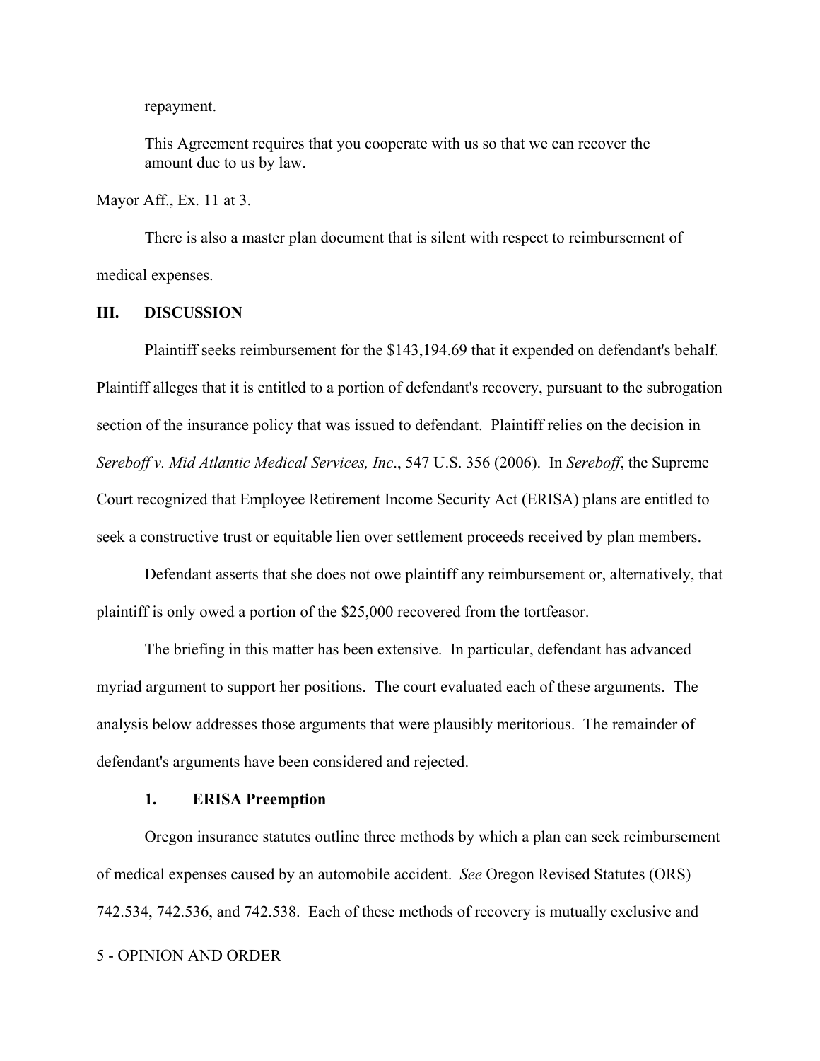repayment.

> This Agreement requires that you cooperate with us so that we can recover the amount due to us by law.

Mayor Aff., Ex. 11 at 3.

There is also a master plan document that is silent with respect to reimbursement of medical expenses.

## III. DISCUSSION

Plaintiff seeks reimbursement for the $143,194.69 that it expended on defendant's behalf. Plaintiff alleges that it is entitled to a portion of defendant's recovery, pursuant to the subrogation section of the insurance policy that was issued to defendant. Plaintiff relies on the decision in *Sereboff v. Mid Atlantic Medical Services, Inc*., 547 U.S. 356 (2006). In *Sereboff*, the Supreme Court recognized that Employee Retirement Income Security Act (ERISA) plans are entitled to seek a constructive trust or equitable lien over settlement proceeds received by plan members.

Defendant asserts that she does not owe plaintiff any reimbursement or, alternatively, that plaintiff is only owed a portion of the $25,000 recovered from the tortfeasor.

The briefing in this matter has been extensive. In particular, defendant has advanced myriad argument to support her positions. The court evaluated each of these arguments. The analysis below addresses those arguments that were plausibly meritorious. The remainder of defendant's arguments have been considered and rejected.

### 1. ERISA Preemption

Oregon insurance statutes outline three methods by which a plan can seek reimbursement of medical expenses caused by an automobile accident. *See* Oregon Revised Statutes (ORS) 742.534, 742.536, and 742.538. Each of these methods of recovery is mutually exclusive and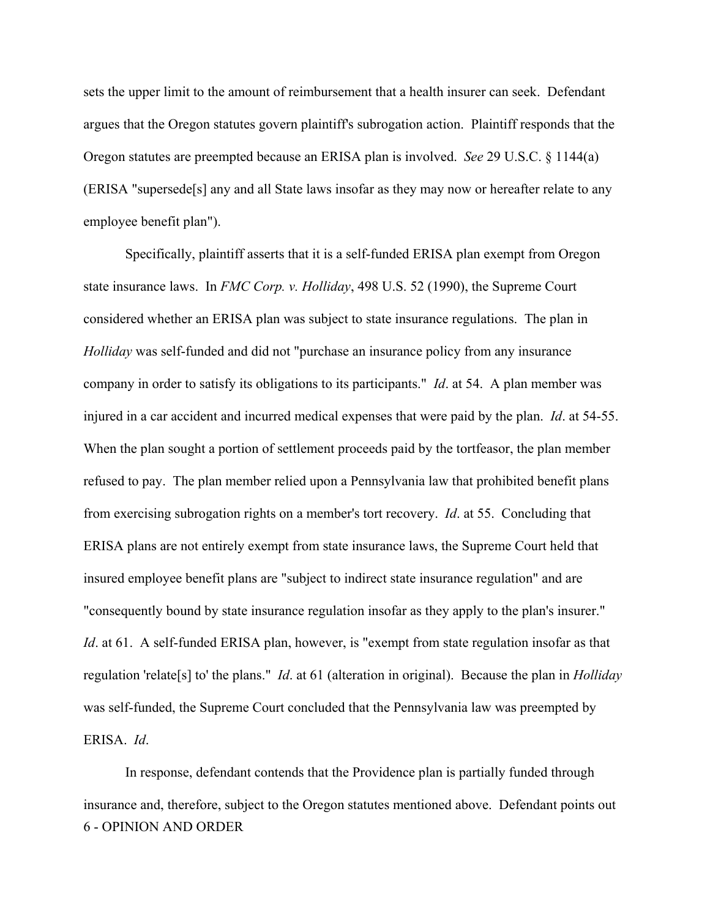sets the upper limit to the amount of reimbursement that a health insurer can seek. Defendant argues that the Oregon statutes govern plaintiff's subrogation action. Plaintiff responds that the Oregon statutes are preempted because an ERISA plan is involved. *See* 29 U.S.C. § 1144(a) (ERISA "supersede[s] any and all State laws insofar as they may now or hereafter relate to any employee benefit plan").

Specifically, plaintiff asserts that it is a self-funded ERISA plan exempt from Oregon state insurance laws. In *FMC Corp. v. Holliday*, 498 U.S. 52 (1990), the Supreme Court considered whether an ERISA plan was subject to state insurance regulations. The plan in *Holliday* was self-funded and did not "purchase an insurance policy from any insurance company in order to satisfy its obligations to its participants." *Id*. at 54. A plan member was injured in a car accident and incurred medical expenses that were paid by the plan. *Id*. at 54-55. When the plan sought a portion of settlement proceeds paid by the tortfeasor, the plan member refused to pay. The plan member relied upon a Pennsylvania law that prohibited benefit plans from exercising subrogation rights on a member's tort recovery. *Id*. at 55. Concluding that ERISA plans are not entirely exempt from state insurance laws, the Supreme Court held that insured employee benefit plans are "subject to indirect state insurance regulation" and are "consequently bound by state insurance regulation insofar as they apply to the plan's insurer." *Id*. at 61. A self-funded ERISA plan, however, is "exempt from state regulation insofar as that regulation 'relate[s] to' the plans." *Id*. at 61 (alteration in original). Because the plan in *Holliday* was self-funded, the Supreme Court concluded that the Pennsylvania law was preempted by ERISA. *Id*.

In response, defendant contends that the Providence plan is partially funded through insurance and, therefore, subject to the Oregon statutes mentioned above. Defendant points out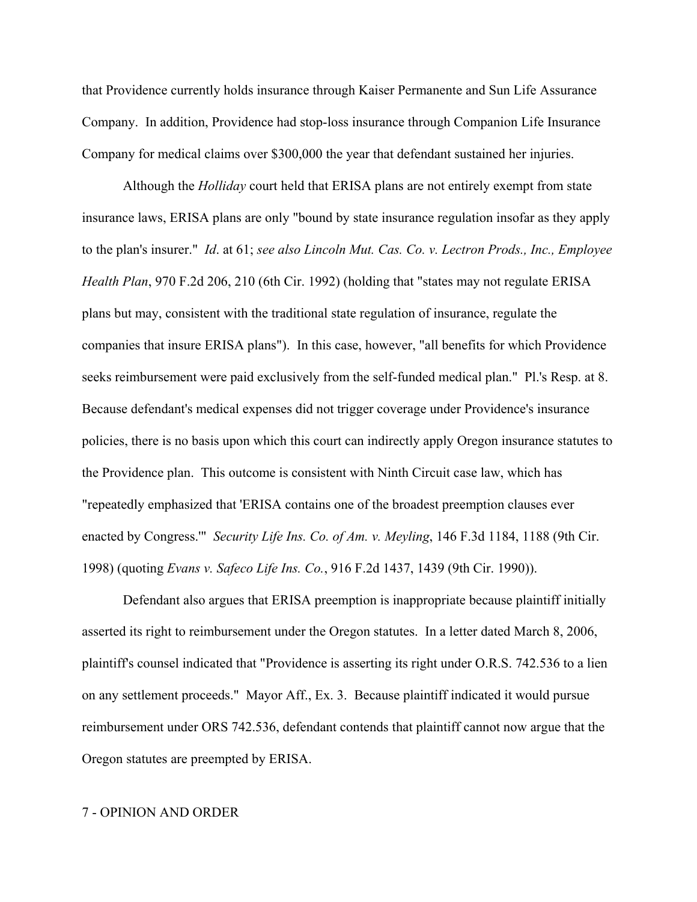that Providence currently holds insurance through Kaiser Permanente and Sun Life Assurance Company. In addition, Providence had stop-loss insurance through Companion Life Insurance Company for medical claims over $300,000 the year that defendant sustained her injuries.

Although the *Holliday* court held that ERISA plans are not entirely exempt from state insurance laws, ERISA plans are only "bound by state insurance regulation insofar as they apply to the plan's insurer." *Id*. at 61; *see also Lincoln Mut. Cas. Co. v. Lectron Prods., Inc., Employee Health Plan*, 970 F.2d 206, 210 (6th Cir. 1992) (holding that "states may not regulate ERISA plans but may, consistent with the traditional state regulation of insurance, regulate the companies that insure ERISA plans"). In this case, however, "all benefits for which Providence seeks reimbursement were paid exclusively from the self-funded medical plan." Pl.'s Resp. at 8. Because defendant's medical expenses did not trigger coverage under Providence's insurance policies, there is no basis upon which this court can indirectly apply Oregon insurance statutes to the Providence plan. This outcome is consistent with Ninth Circuit case law, which has "repeatedly emphasized that 'ERISA contains one of the broadest preemption clauses ever enacted by Congress.'" *Security Life Ins. Co. of Am. v. Meyling*, 146 F.3d 1184, 1188 (9th Cir. 1998) (quoting *Evans v. Safeco Life Ins. Co.*, 916 F.2d 1437, 1439 (9th Cir. 1990)).

Defendant also argues that ERISA preemption is inappropriate because plaintiff initially asserted its right to reimbursement under the Oregon statutes. In a letter dated March 8, 2006, plaintiff's counsel indicated that "Providence is asserting its right under O.R.S. 742.536 to a lien on any settlement proceeds." Mayor Aff., Ex. 3. Because plaintiff indicated it would pursue reimbursement under ORS 742.536, defendant contends that plaintiff cannot now argue that the Oregon statutes are preempted by ERISA.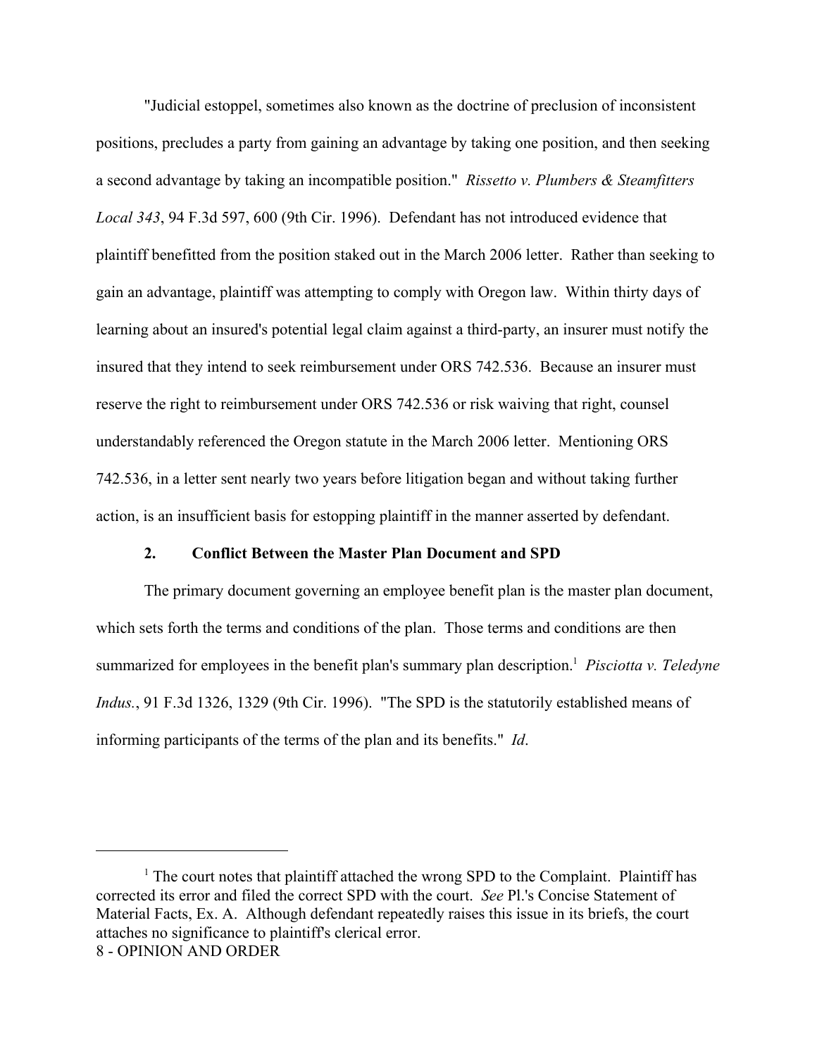"Judicial estoppel, sometimes also known as the doctrine of preclusion of inconsistent positions, precludes a party from gaining an advantage by taking one position, and then seeking a second advantage by taking an incompatible position." *Rissetto v. Plumbers & Steamfitters Local 343*, 94 F.3d 597, 600 (9th Cir. 1996). Defendant has not introduced evidence that plaintiff benefitted from the position staked out in the March 2006 letter. Rather than seeking to gain an advantage, plaintiff was attempting to comply with Oregon law. Within thirty days of learning about an insured's potential legal claim against a third-party, an insurer must notify the insured that they intend to seek reimbursement under ORS 742.536. Because an insurer must reserve the right to reimbursement under ORS 742.536 or risk waiving that right, counsel understandably referenced the Oregon statute in the March 2006 letter. Mentioning ORS 742.536, in a letter sent nearly two years before litigation began and without taking further action, is an insufficient basis for estopping plaintiff in the manner asserted by defendant.

### 2. Conflict Between the Master Plan Document and SPD

The primary document governing an employee benefit plan is the master plan document, which sets forth the terms and conditions of the plan. Those terms and conditions are then summarized for employees in the benefit plan's summary plan description.[1] *Pisciotta v. Teledyne Indus.*, 91 F.3d 1326, 1329 (9th Cir. 1996). "The SPD is the statutorily established means of informing participants of the terms of the plan and its benefits." *Id*.

---

[1] The court notes that plaintiff attached the wrong SPD to the Complaint. Plaintiff has corrected its error and filed the correct SPD with the court. *See* Pl.'s Concise Statement of Material Facts, Ex. A. Although defendant repeatedly raises this issue in its briefs, the court attaches no significance to plaintiff's clerical error.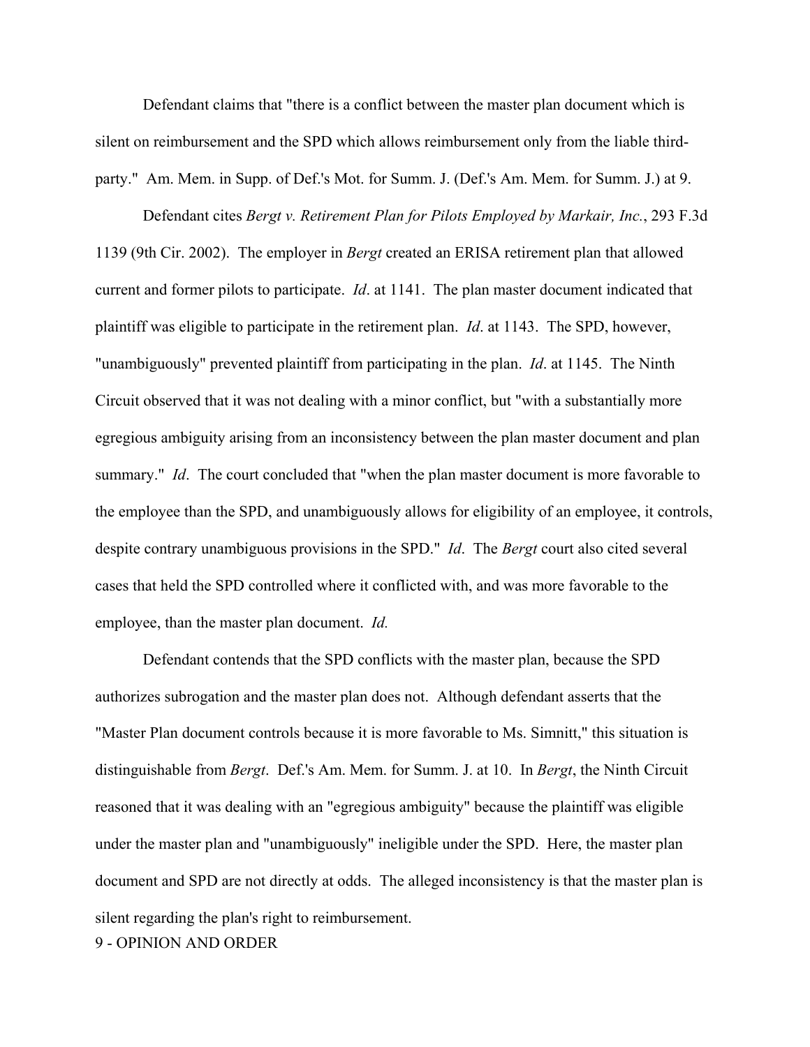Defendant claims that "there is a conflict between the master plan document which is silent on reimbursement and the SPD which allows reimbursement only from the liable third-party." Am. Mem. in Supp. of Def.'s Mot. for Summ. J. (Def.'s Am. Mem. for Summ. J.) at 9.

Defendant cites *Bergt v. Retirement Plan for Pilots Employed by Markair, Inc.*, 293 F.3d 1139 (9th Cir. 2002). The employer in *Bergt* created an ERISA retirement plan that allowed current and former pilots to participate. *Id*. at 1141. The plan master document indicated that plaintiff was eligible to participate in the retirement plan. *Id*. at 1143. The SPD, however, "unambiguously" prevented plaintiff from participating in the plan. *Id*. at 1145. The Ninth Circuit observed that it was not dealing with a minor conflict, but "with a substantially more egregious ambiguity arising from an inconsistency between the plan master document and plan summary." *Id*. The court concluded that "when the plan master document is more favorable to the employee than the SPD, and unambiguously allows for eligibility of an employee, it controls, despite contrary unambiguous provisions in the SPD." *Id*. The *Bergt* court also cited several cases that held the SPD controlled where it conflicted with, and was more favorable to the employee, than the master plan document. *Id.*

Defendant contends that the SPD conflicts with the master plan, because the SPD authorizes subrogation and the master plan does not. Although defendant asserts that the "Master Plan document controls because it is more favorable to Ms. Simnitt," this situation is distinguishable from *Bergt*. Def.'s Am. Mem. for Summ. J. at 10. In *Bergt*, the Ninth Circuit reasoned that it was dealing with an "egregious ambiguity" because the plaintiff was eligible under the master plan and "unambiguously" ineligible under the SPD. Here, the master plan document and SPD are not directly at odds. The alleged inconsistency is that the master plan is silent regarding the plan's right to reimbursement.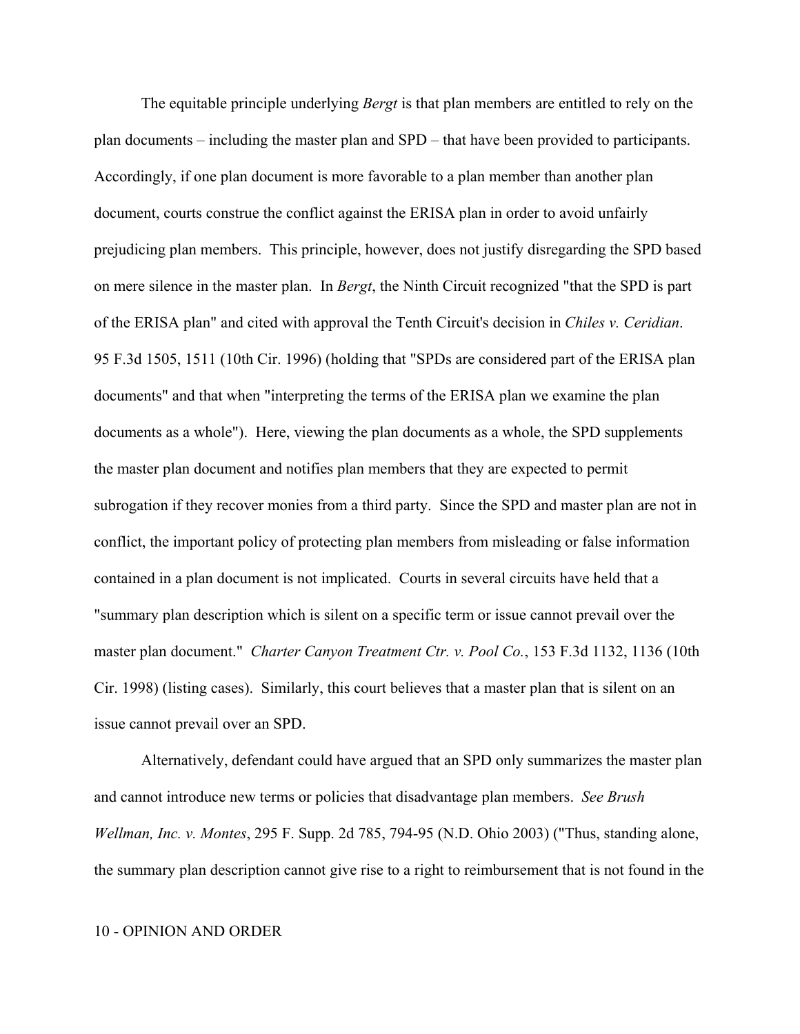The equitable principle underlying *Bergt* is that plan members are entitled to rely on the plan documents – including the master plan and SPD – that have been provided to participants. Accordingly, if one plan document is more favorable to a plan member than another plan document, courts construe the conflict against the ERISA plan in order to avoid unfairly prejudicing plan members. This principle, however, does not justify disregarding the SPD based on mere silence in the master plan. In *Bergt*, the Ninth Circuit recognized "that the SPD is part of the ERISA plan" and cited with approval the Tenth Circuit's decision in *Chiles v. Ceridian*. 95 F.3d 1505, 1511 (10th Cir. 1996) (holding that "SPDs are considered part of the ERISA plan documents" and that when "interpreting the terms of the ERISA plan we examine the plan documents as a whole"). Here, viewing the plan documents as a whole, the SPD supplements the master plan document and notifies plan members that they are expected to permit subrogation if they recover monies from a third party. Since the SPD and master plan are not in conflict, the important policy of protecting plan members from misleading or false information contained in a plan document is not implicated. Courts in several circuits have held that a "summary plan description which is silent on a specific term or issue cannot prevail over the master plan document." *Charter Canyon Treatment Ctr. v. Pool Co.*, 153 F.3d 1132, 1136 (10th Cir. 1998) (listing cases). Similarly, this court believes that a master plan that is silent on an issue cannot prevail over an SPD.

Alternatively, defendant could have argued that an SPD only summarizes the master plan and cannot introduce new terms or policies that disadvantage plan members. *See Brush Wellman, Inc. v. Montes*, 295 F. Supp. 2d 785, 794-95 (N.D. Ohio 2003) ("Thus, standing alone, the summary plan description cannot give rise to a right to reimbursement that is not found in the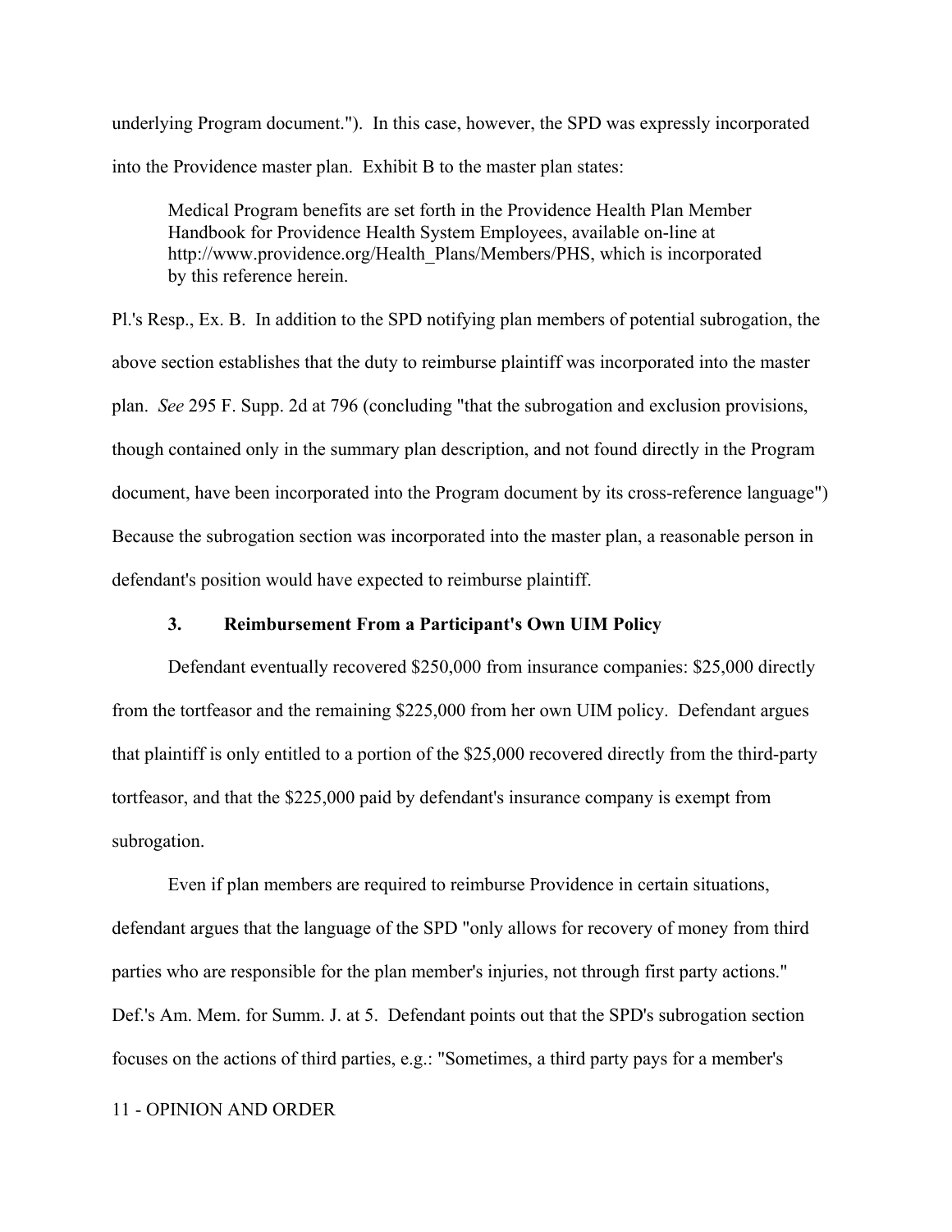underlying Program document."). In this case, however, the SPD was expressly incorporated into the Providence master plan. Exhibit B to the master plan states:

> Medical Program benefits are set forth in the Providence Health Plan Member Handbook for Providence Health System Employees, available on-line at http://www.providence.org/Health_Plans/Members/PHS, which is incorporated by this reference herein.

Pl.'s Resp., Ex. B. In addition to the SPD notifying plan members of potential subrogation, the above section establishes that the duty to reimburse plaintiff was incorporated into the master plan. *See* 295 F. Supp. 2d at 796 (concluding "that the subrogation and exclusion provisions, though contained only in the summary plan description, and not found directly in the Program document, have been incorporated into the Program document by its cross-reference language") Because the subrogation section was incorporated into the master plan, a reasonable person in defendant's position would have expected to reimburse plaintiff.

### 3. Reimbursement From a Participant's Own UIM Policy

Defendant eventually recovered $250,000 from insurance companies: $25,000 directly from the tortfeasor and the remaining $225,000 from her own UIM policy. Defendant argues that plaintiff is only entitled to a portion of the $25,000 recovered directly from the third-party tortfeasor, and that the $225,000 paid by defendant's insurance company is exempt from subrogation.

Even if plan members are required to reimburse Providence in certain situations, defendant argues that the language of the SPD "only allows for recovery of money from third parties who are responsible for the plan member's injuries, not through first party actions." Def.'s Am. Mem. for Summ. J. at 5. Defendant points out that the SPD's subrogation section focuses on the actions of third parties, e.g.: "Sometimes, a third party pays for a member's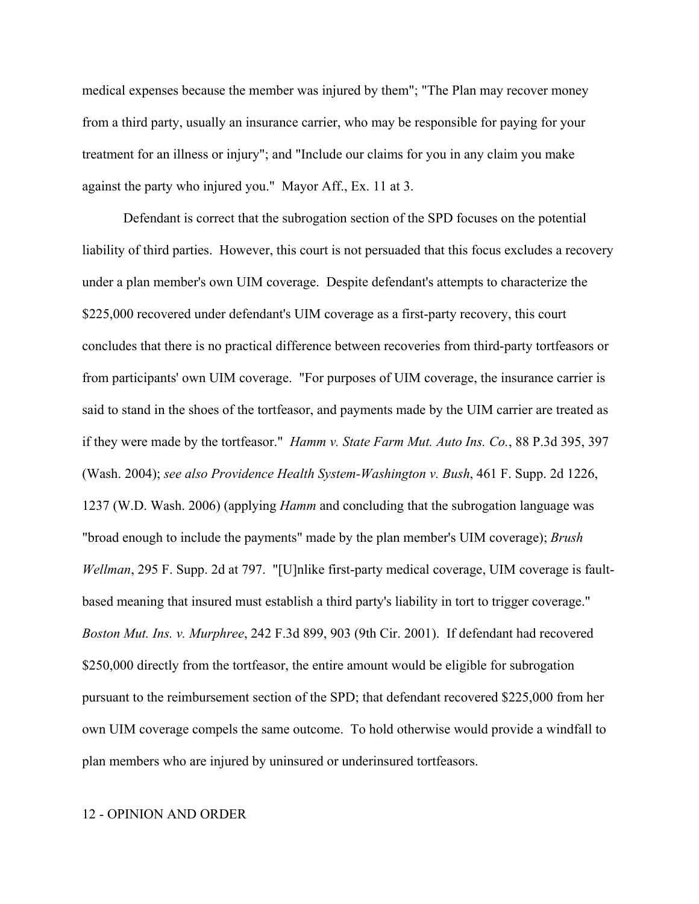medical expenses because the member was injured by them"; "The Plan may recover money from a third party, usually an insurance carrier, who may be responsible for paying for your treatment for an illness or injury"; and "Include our claims for you in any claim you make against the party who injured you." Mayor Aff., Ex. 11 at 3.

Defendant is correct that the subrogation section of the SPD focuses on the potential liability of third parties. However, this court is not persuaded that this focus excludes a recovery under a plan member's own UIM coverage. Despite defendant's attempts to characterize the $225,000 recovered under defendant's UIM coverage as a first-party recovery, this court concludes that there is no practical difference between recoveries from third-party tortfeasors or from participants' own UIM coverage. "For purposes of UIM coverage, the insurance carrier is said to stand in the shoes of the tortfeasor, and payments made by the UIM carrier are treated as if they were made by the tortfeasor." *Hamm v. State Farm Mut. Auto Ins. Co.*, 88 P.3d 395, 397 (Wash. 2004); *see also Providence Health System-Washington v. Bush*, 461 F. Supp. 2d 1226, 1237 (W.D. Wash. 2006) (applying *Hamm* and concluding that the subrogation language was "broad enough to include the payments" made by the plan member's UIM coverage); *Brush Wellman*, 295 F. Supp. 2d at 797. "[U]nlike first-party medical coverage, UIM coverage is fault-based meaning that insured must establish a third party's liability in tort to trigger coverage." *Boston Mut. Ins. v. Murphree*, 242 F.3d 899, 903 (9th Cir. 2001). If defendant had recovered $250,000 directly from the tortfeasor, the entire amount would be eligible for subrogation pursuant to the reimbursement section of the SPD; that defendant recovered $225,000 from her own UIM coverage compels the same outcome. To hold otherwise would provide a windfall to plan members who are injured by uninsured or underinsured tortfeasors.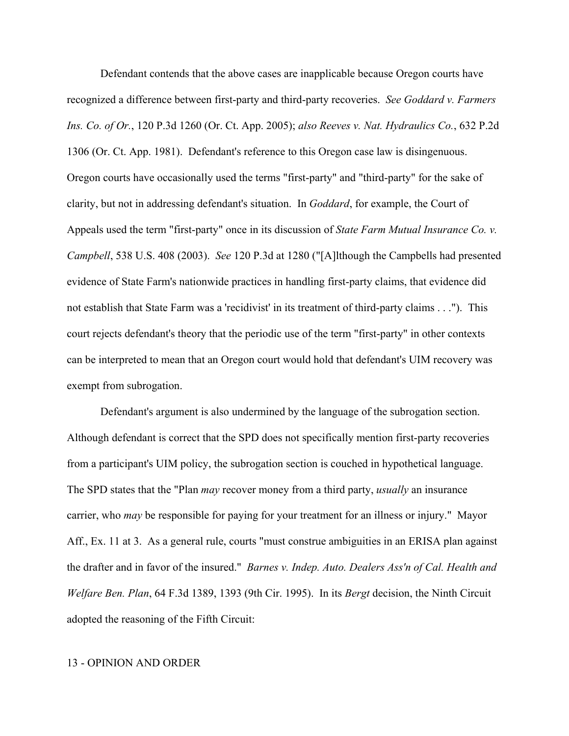Defendant contends that the above cases are inapplicable because Oregon courts have recognized a difference between first-party and third-party recoveries. *See Goddard v. Farmers Ins. Co. of Or.*, 120 P.3d 1260 (Or. Ct. App. 2005); *also Reeves v. Nat. Hydraulics Co.*, 632 P.2d 1306 (Or. Ct. App. 1981). Defendant's reference to this Oregon case law is disingenuous. Oregon courts have occasionally used the terms "first-party" and "third-party" for the sake of clarity, but not in addressing defendant's situation. In *Goddard*, for example, the Court of Appeals used the term "first-party" once in its discussion of *State Farm Mutual Insurance Co. v. Campbell*, 538 U.S. 408 (2003). *See* 120 P.3d at 1280 ("[A]lthough the Campbells had presented evidence of State Farm's nationwide practices in handling first-party claims, that evidence did not establish that State Farm was a 'recidivist' in its treatment of third-party claims . . ."). This court rejects defendant's theory that the periodic use of the term "first-party" in other contexts can be interpreted to mean that an Oregon court would hold that defendant's UIM recovery was exempt from subrogation.

Defendant's argument is also undermined by the language of the subrogation section. Although defendant is correct that the SPD does not specifically mention first-party recoveries from a participant's UIM policy, the subrogation section is couched in hypothetical language. The SPD states that the "Plan *may* recover money from a third party, *usually* an insurance carrier, who *may* be responsible for paying for your treatment for an illness or injury." Mayor Aff., Ex. 11 at 3. As a general rule, courts "must construe ambiguities in an ERISA plan against the drafter and in favor of the insured." *Barnes v. Indep. Auto. Dealers Ass'n of Cal. Health and Welfare Ben. Plan*, 64 F.3d 1389, 1393 (9th Cir. 1995). In its *Bergt* decision, the Ninth Circuit adopted the reasoning of the Fifth Circuit: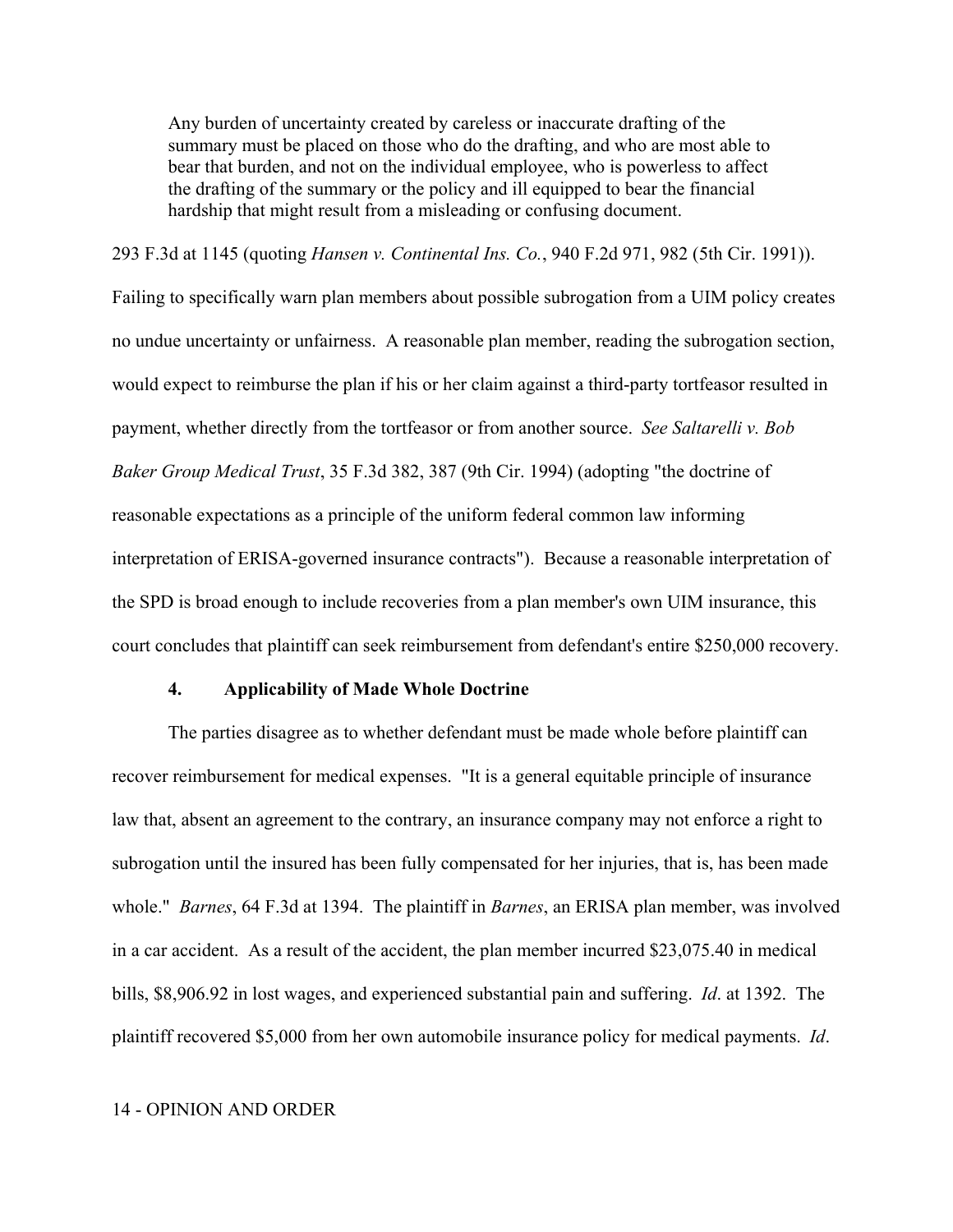> Any burden of uncertainty created by careless or inaccurate drafting of the summary must be placed on those who do the drafting, and who are most able to bear that burden, and not on the individual employee, who is powerless to affect the drafting of the summary or the policy and ill equipped to bear the financial hardship that might result from a misleading or confusing document.

293 F.3d at 1145 (quoting *Hansen v. Continental Ins. Co.*, 940 F.2d 971, 982 (5th Cir. 1991)). Failing to specifically warn plan members about possible subrogation from a UIM policy creates no undue uncertainty or unfairness. A reasonable plan member, reading the subrogation section, would expect to reimburse the plan if his or her claim against a third-party tortfeasor resulted in payment, whether directly from the tortfeasor or from another source. *See Saltarelli v. Bob Baker Group Medical Trust*, 35 F.3d 382, 387 (9th Cir. 1994) (adopting "the doctrine of reasonable expectations as a principle of the uniform federal common law informing interpretation of ERISA-governed insurance contracts"). Because a reasonable interpretation of the SPD is broad enough to include recoveries from a plan member's own UIM insurance, this court concludes that plaintiff can seek reimbursement from defendant's entire $250,000 recovery.

**4. Applicability of Made Whole Doctrine**

The parties disagree as to whether defendant must be made whole before plaintiff can recover reimbursement for medical expenses. "It is a general equitable principle of insurance law that, absent an agreement to the contrary, an insurance company may not enforce a right to subrogation until the insured has been fully compensated for her injuries, that is, has been made whole." *Barnes*, 64 F.3d at 1394. The plaintiff in *Barnes*, an ERISA plan member, was involved in a car accident. As a result of the accident, the plan member incurred $23,075.40 in medical bills, $8,906.92 in lost wages, and experienced substantial pain and suffering. *Id*. at 1392. The plaintiff recovered $5,000 from her own automobile insurance policy for medical payments. *Id*.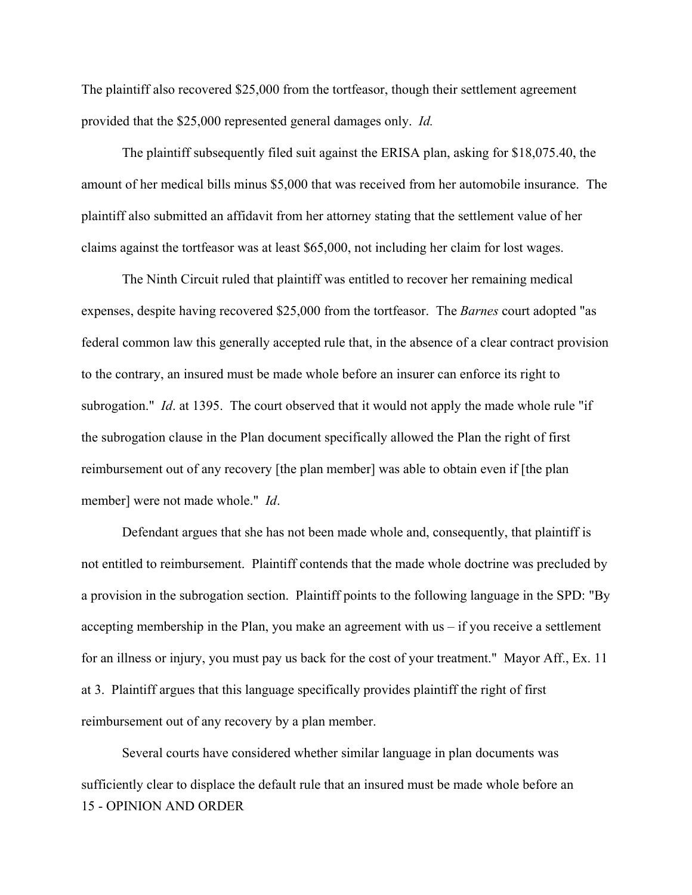The plaintiff also recovered $25,000 from the tortfeasor, though their settlement agreement provided that the $25,000 represented general damages only. *Id.*

The plaintiff subsequently filed suit against the ERISA plan, asking for $18,075.40, the amount of her medical bills minus $5,000 that was received from her automobile insurance. The plaintiff also submitted an affidavit from her attorney stating that the settlement value of her claims against the tortfeasor was at least $65,000, not including her claim for lost wages.

The Ninth Circuit ruled that plaintiff was entitled to recover her remaining medical expenses, despite having recovered $25,000 from the tortfeasor. The *Barnes* court adopted "as federal common law this generally accepted rule that, in the absence of a clear contract provision to the contrary, an insured must be made whole before an insurer can enforce its right to subrogation." *Id*. at 1395. The court observed that it would not apply the made whole rule "if the subrogation clause in the Plan document specifically allowed the Plan the right of first reimbursement out of any recovery [the plan member] was able to obtain even if [the plan member] were not made whole." *Id*.

Defendant argues that she has not been made whole and, consequently, that plaintiff is not entitled to reimbursement. Plaintiff contends that the made whole doctrine was precluded by a provision in the subrogation section. Plaintiff points to the following language in the SPD: "By accepting membership in the Plan, you make an agreement with us – if you receive a settlement for an illness or injury, you must pay us back for the cost of your treatment." Mayor Aff., Ex. 11 at 3. Plaintiff argues that this language specifically provides plaintiff the right of first reimbursement out of any recovery by a plan member.

Several courts have considered whether similar language in plan documents was sufficiently clear to displace the default rule that an insured must be made whole before an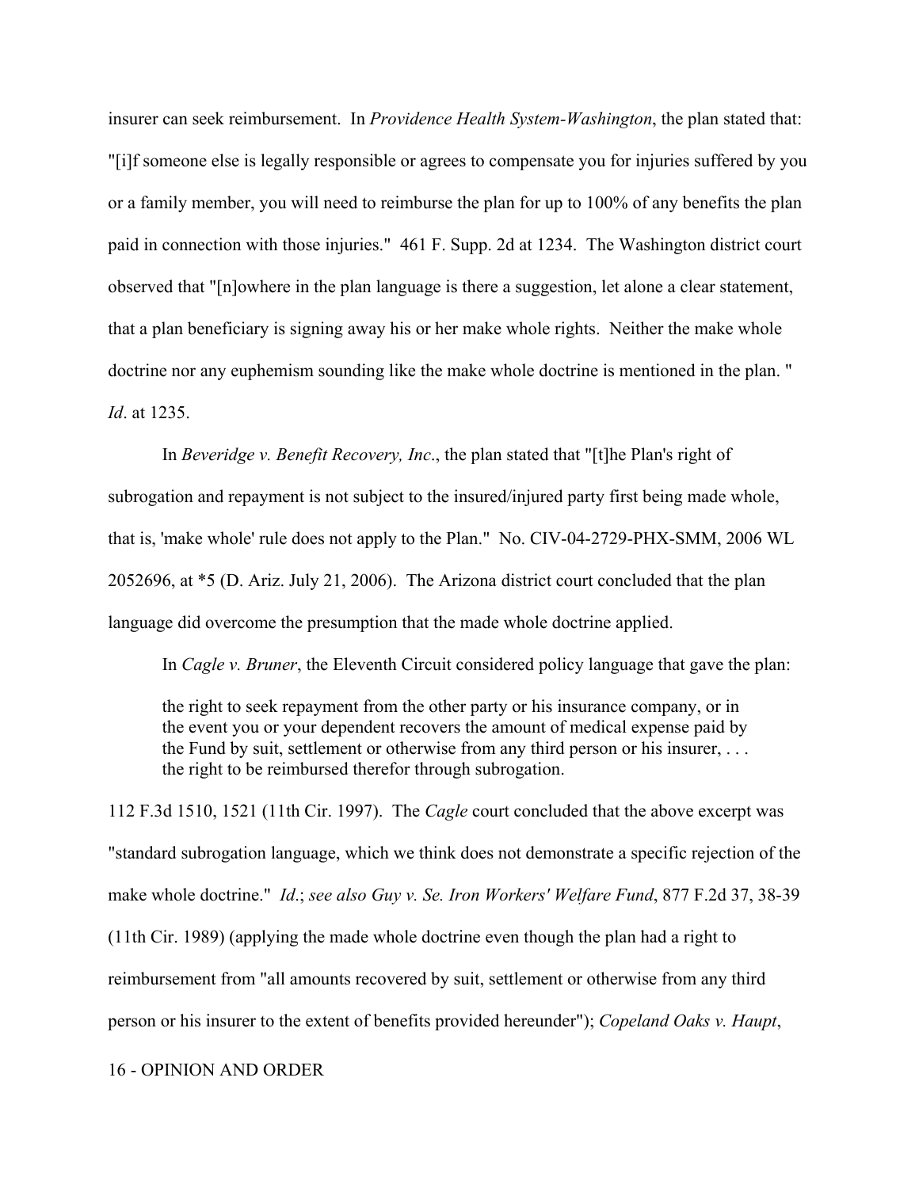insurer can seek reimbursement. In *Providence Health System-Washington*, the plan stated that: "[i]f someone else is legally responsible or agrees to compensate you for injuries suffered by you or a family member, you will need to reimburse the plan for up to 100% of any benefits the plan paid in connection with those injuries." 461 F. Supp. 2d at 1234. The Washington district court observed that "[n]owhere in the plan language is there a suggestion, let alone a clear statement, that a plan beneficiary is signing away his or her make whole rights. Neither the make whole doctrine nor any euphemism sounding like the make whole doctrine is mentioned in the plan. " *Id*. at 1235.

In *Beveridge v. Benefit Recovery, Inc*., the plan stated that "[t]he Plan's right of subrogation and repayment is not subject to the insured/injured party first being made whole, that is, 'make whole' rule does not apply to the Plan." No. CIV-04-2729-PHX-SMM, 2006 WL 2052696, at *5 (D. Ariz. July 21, 2006). The Arizona district court concluded that the plan language did overcome the presumption that the made whole doctrine applied.

In *Cagle v. Bruner*, the Eleventh Circuit considered policy language that gave the plan:

> the right to seek repayment from the other party or his insurance company, or in the event you or your dependent recovers the amount of medical expense paid by the Fund by suit, settlement or otherwise from any third person or his insurer, . . . the right to be reimbursed therefor through subrogation.

112 F.3d 1510, 1521 (11th Cir. 1997). The *Cagle* court concluded that the above excerpt was "standard subrogation language, which we think does not demonstrate a specific rejection of the make whole doctrine." *Id*.; *see also Guy v. Se. Iron Workers' Welfare Fund*, 877 F.2d 37, 38-39 (11th Cir. 1989) (applying the made whole doctrine even though the plan had a right to reimbursement from "all amounts recovered by suit, settlement or otherwise from any third person or his insurer to the extent of benefits provided hereunder"); *Copeland Oaks v. Haupt*,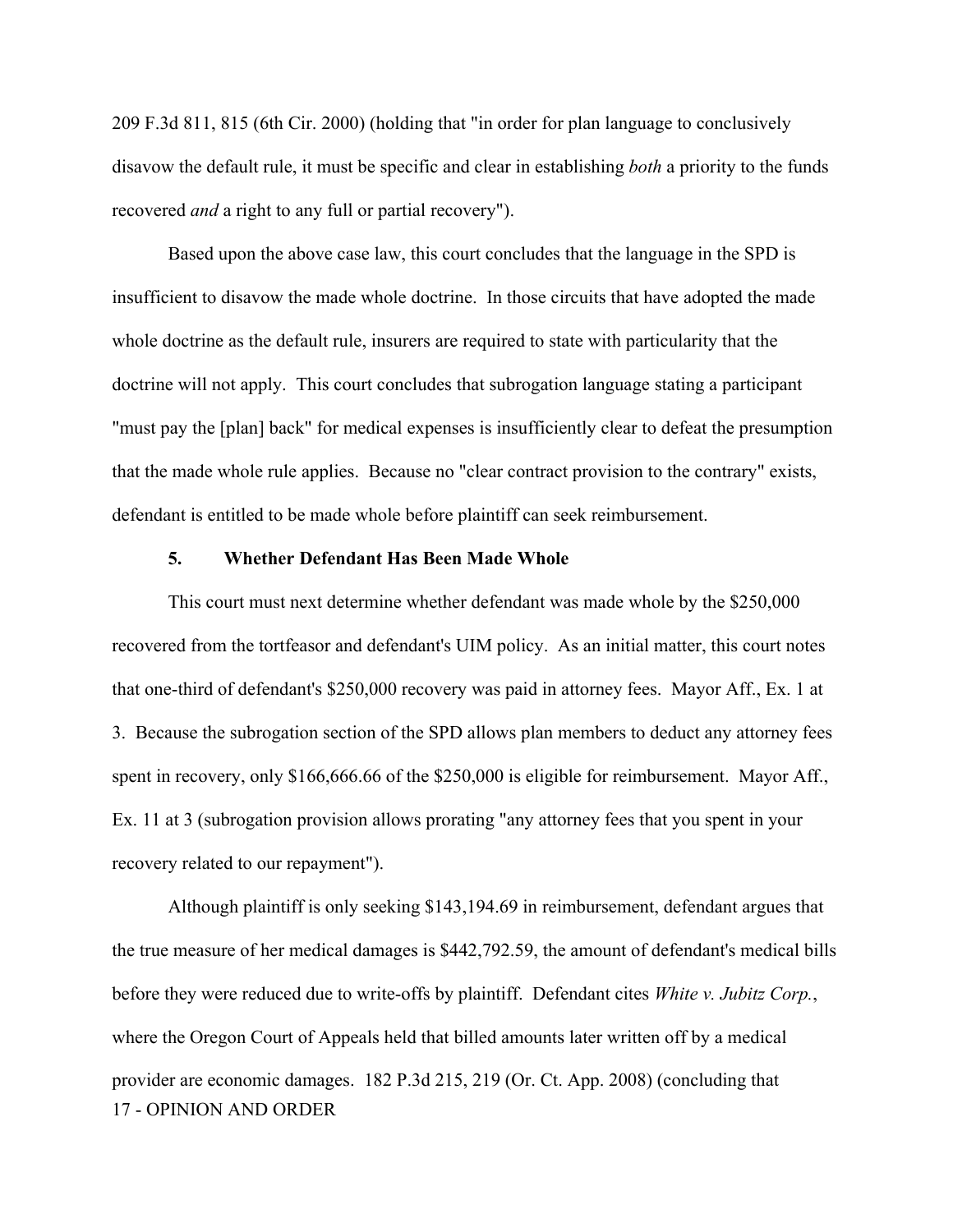209 F.3d 811, 815 (6th Cir. 2000) (holding that "in order for plan language to conclusively disavow the default rule, it must be specific and clear in establishing *both* a priority to the funds recovered *and* a right to any full or partial recovery").

Based upon the above case law, this court concludes that the language in the SPD is insufficient to disavow the made whole doctrine. In those circuits that have adopted the made whole doctrine as the default rule, insurers are required to state with particularity that the doctrine will not apply. This court concludes that subrogation language stating a participant "must pay the [plan] back" for medical expenses is insufficiently clear to defeat the presumption that the made whole rule applies. Because no "clear contract provision to the contrary" exists, defendant is entitled to be made whole before plaintiff can seek reimbursement.

**5. Whether Defendant Has Been Made Whole**

This court must next determine whether defendant was made whole by the $250,000 recovered from the tortfeasor and defendant's UIM policy. As an initial matter, this court notes that one-third of defendant's $250,000 recovery was paid in attorney fees. Mayor Aff., Ex. 1 at 3. Because the subrogation section of the SPD allows plan members to deduct any attorney fees spent in recovery, only $166,666.66 of the $250,000 is eligible for reimbursement. Mayor Aff., Ex. 11 at 3 (subrogation provision allows prorating "any attorney fees that you spent in your recovery related to our repayment").

Although plaintiff is only seeking $143,194.69 in reimbursement, defendant argues that the true measure of her medical damages is $442,792.59, the amount of defendant's medical bills before they were reduced due to write-offs by plaintiff. Defendant cites *White v. Jubitz Corp.*, where the Oregon Court of Appeals held that billed amounts later written off by a medical provider are economic damages. 182 P.3d 215, 219 (Or. Ct. App. 2008) (concluding that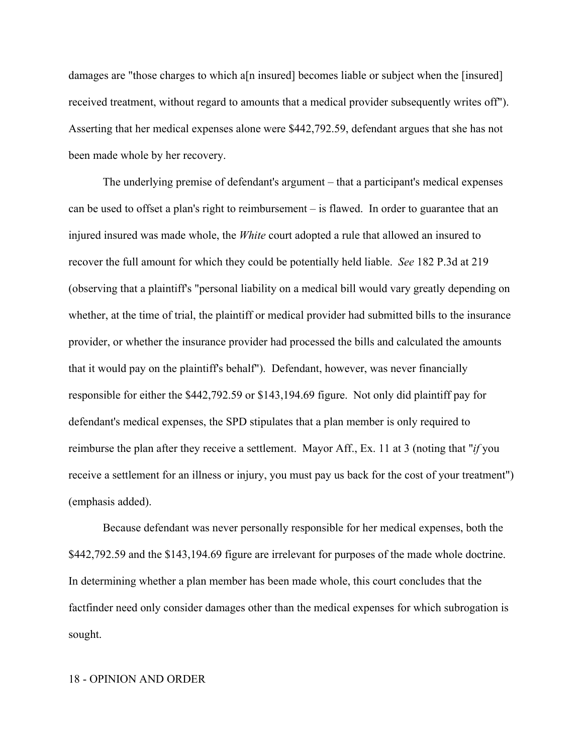damages are "those charges to which a[n insured] becomes liable or subject when the [insured] received treatment, without regard to amounts that a medical provider subsequently writes off"). Asserting that her medical expenses alone were $442,792.59, defendant argues that she has not been made whole by her recovery.

The underlying premise of defendant's argument – that a participant's medical expenses can be used to offset a plan's right to reimbursement – is flawed. In order to guarantee that an injured insured was made whole, the *White* court adopted a rule that allowed an insured to recover the full amount for which they could be potentially held liable. *See* 182 P.3d at 219 (observing that a plaintiff's "personal liability on a medical bill would vary greatly depending on whether, at the time of trial, the plaintiff or medical provider had submitted bills to the insurance provider, or whether the insurance provider had processed the bills and calculated the amounts that it would pay on the plaintiff's behalf"). Defendant, however, was never financially responsible for either the $442,792.59 or $143,194.69 figure. Not only did plaintiff pay for defendant's medical expenses, the SPD stipulates that a plan member is only required to reimburse the plan after they receive a settlement. Mayor Aff., Ex. 11 at 3 (noting that "*if* you receive a settlement for an illness or injury, you must pay us back for the cost of your treatment") (emphasis added).

Because defendant was never personally responsible for her medical expenses, both the $442,792.59 and the $143,194.69 figure are irrelevant for purposes of the made whole doctrine. In determining whether a plan member has been made whole, this court concludes that the factfinder need only consider damages other than the medical expenses for which subrogation is sought.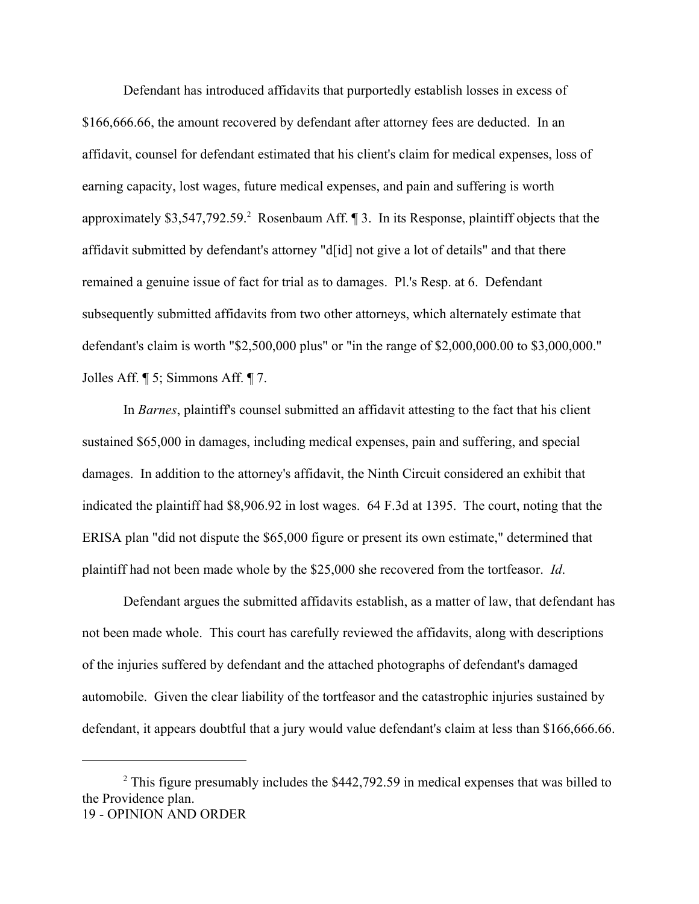Defendant has introduced affidavits that purportedly establish losses in excess of $166,666.66, the amount recovered by defendant after attorney fees are deducted. In an affidavit, counsel for defendant estimated that his client's claim for medical expenses, loss of earning capacity, lost wages, future medical expenses, and pain and suffering is worth approximately $3,547,792.59.[2] Rosenbaum Aff. ¶ 3. In its Response, plaintiff objects that the affidavit submitted by defendant's attorney "d[id] not give a lot of details" and that there remained a genuine issue of fact for trial as to damages. Pl.'s Resp. at 6. Defendant subsequently submitted affidavits from two other attorneys, which alternately estimate that defendant's claim is worth "$2,500,000 plus" or "in the range of $2,000,000.00 to $3,000,000." Jolles Aff. ¶ 5; Simmons Aff. ¶ 7.

In *Barnes*, plaintiff's counsel submitted an affidavit attesting to the fact that his client sustained $65,000 in damages, including medical expenses, pain and suffering, and special damages. In addition to the attorney's affidavit, the Ninth Circuit considered an exhibit that indicated the plaintiff had $8,906.92 in lost wages. 64 F.3d at 1395. The court, noting that the ERISA plan "did not dispute the $65,000 figure or present its own estimate," determined that plaintiff had not been made whole by the $25,000 she recovered from the tortfeasor. *Id*.

Defendant argues the submitted affidavits establish, as a matter of law, that defendant has not been made whole. This court has carefully reviewed the affidavits, along with descriptions of the injuries suffered by defendant and the attached photographs of defendant's damaged automobile. Given the clear liability of the tortfeasor and the catastrophic injuries sustained by defendant, it appears doubtful that a jury would value defendant's claim at less than $166,666.66.

---

[2] This figure presumably includes the $442,792.59 in medical expenses that was billed to the Providence plan.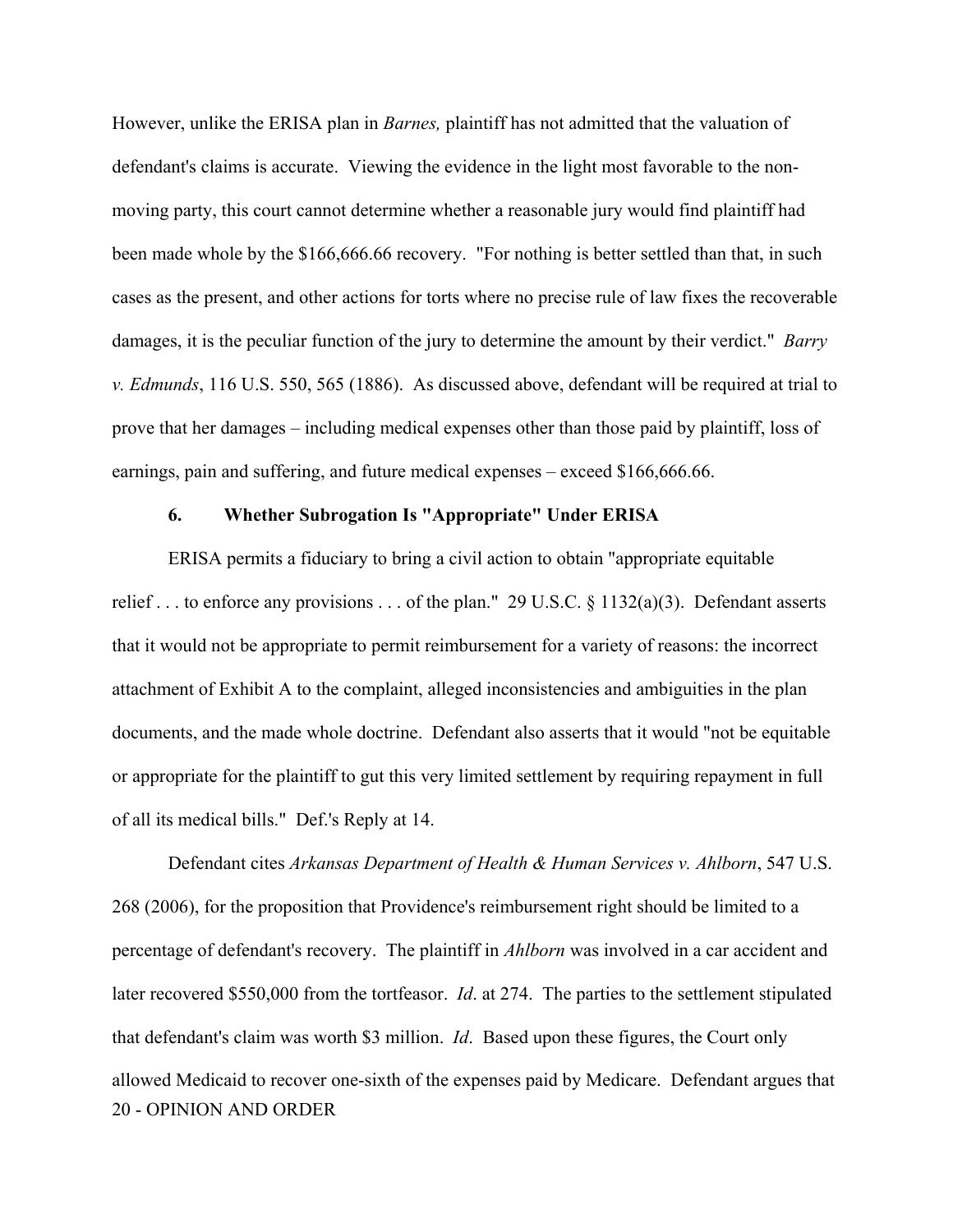However, unlike the ERISA plan in *Barnes,* plaintiff has not admitted that the valuation of defendant's claims is accurate. Viewing the evidence in the light most favorable to the non-moving party, this court cannot determine whether a reasonable jury would find plaintiff had been made whole by the $166,666.66 recovery. "For nothing is better settled than that, in such cases as the present, and other actions for torts where no precise rule of law fixes the recoverable damages, it is the peculiar function of the jury to determine the amount by their verdict." *Barry v. Edmunds*, 116 U.S. 550, 565 (1886). As discussed above, defendant will be required at trial to prove that her damages – including medical expenses other than those paid by plaintiff, loss of earnings, pain and suffering, and future medical expenses – exceed $166,666.66.

### 6. Whether Subrogation Is "Appropriate" Under ERISA

ERISA permits a fiduciary to bring a civil action to obtain "appropriate equitable relief . . . to enforce any provisions . . . of the plan." 29 U.S.C. § 1132(a)(3). Defendant asserts that it would not be appropriate to permit reimbursement for a variety of reasons: the incorrect attachment of Exhibit A to the complaint, alleged inconsistencies and ambiguities in the plan documents, and the made whole doctrine. Defendant also asserts that it would "not be equitable or appropriate for the plaintiff to gut this very limited settlement by requiring repayment in full of all its medical bills." Def.'s Reply at 14.

Defendant cites *Arkansas Department of Health & Human Services v. Ahlborn*, 547 U.S. 268 (2006), for the proposition that Providence's reimbursement right should be limited to a percentage of defendant's recovery. The plaintiff in *Ahlborn* was involved in a car accident and later recovered $550,000 from the tortfeasor. *Id*. at 274. The parties to the settlement stipulated that defendant's claim was worth $3 million. *Id*. Based upon these figures, the Court only allowed Medicaid to recover one-sixth of the expenses paid by Medicare. Defendant argues that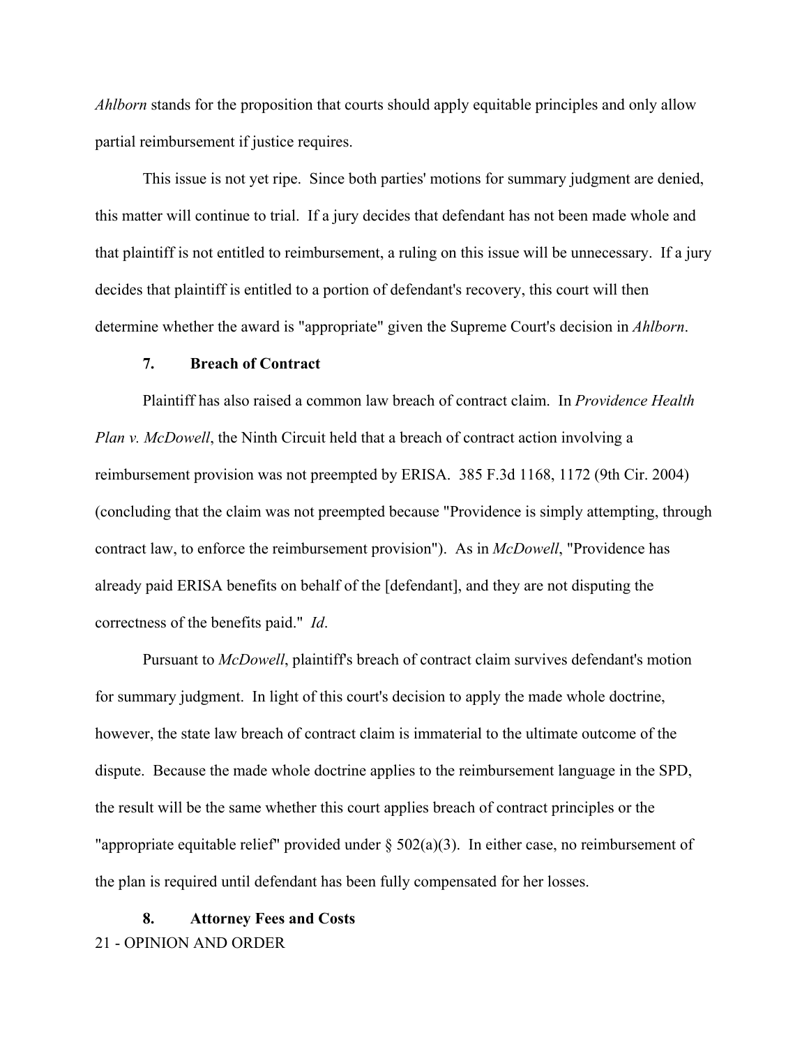*Ahlborn* stands for the proposition that courts should apply equitable principles and only allow partial reimbursement if justice requires.

This issue is not yet ripe. Since both parties' motions for summary judgment are denied, this matter will continue to trial. If a jury decides that defendant has not been made whole and that plaintiff is not entitled to reimbursement, a ruling on this issue will be unnecessary. If a jury decides that plaintiff is entitled to a portion of defendant's recovery, this court will then determine whether the award is "appropriate" given the Supreme Court's decision in *Ahlborn*.

### 7. Breach of Contract

Plaintiff has also raised a common law breach of contract claim. In *Providence Health Plan v. McDowell*, the Ninth Circuit held that a breach of contract action involving a reimbursement provision was not preempted by ERISA. 385 F.3d 1168, 1172 (9th Cir. 2004) (concluding that the claim was not preempted because "Providence is simply attempting, through contract law, to enforce the reimbursement provision"). As in *McDowell*, "Providence has already paid ERISA benefits on behalf of the [defendant], and they are not disputing the correctness of the benefits paid." *Id*.

Pursuant to *McDowell*, plaintiff's breach of contract claim survives defendant's motion for summary judgment. In light of this court's decision to apply the made whole doctrine, however, the state law breach of contract claim is immaterial to the ultimate outcome of the dispute. Because the made whole doctrine applies to the reimbursement language in the SPD, the result will be the same whether this court applies breach of contract principles or the "appropriate equitable relief" provided under § 502(a)(3). In either case, no reimbursement of the plan is required until defendant has been fully compensated for her losses.

### 8. Attorney Fees and Costs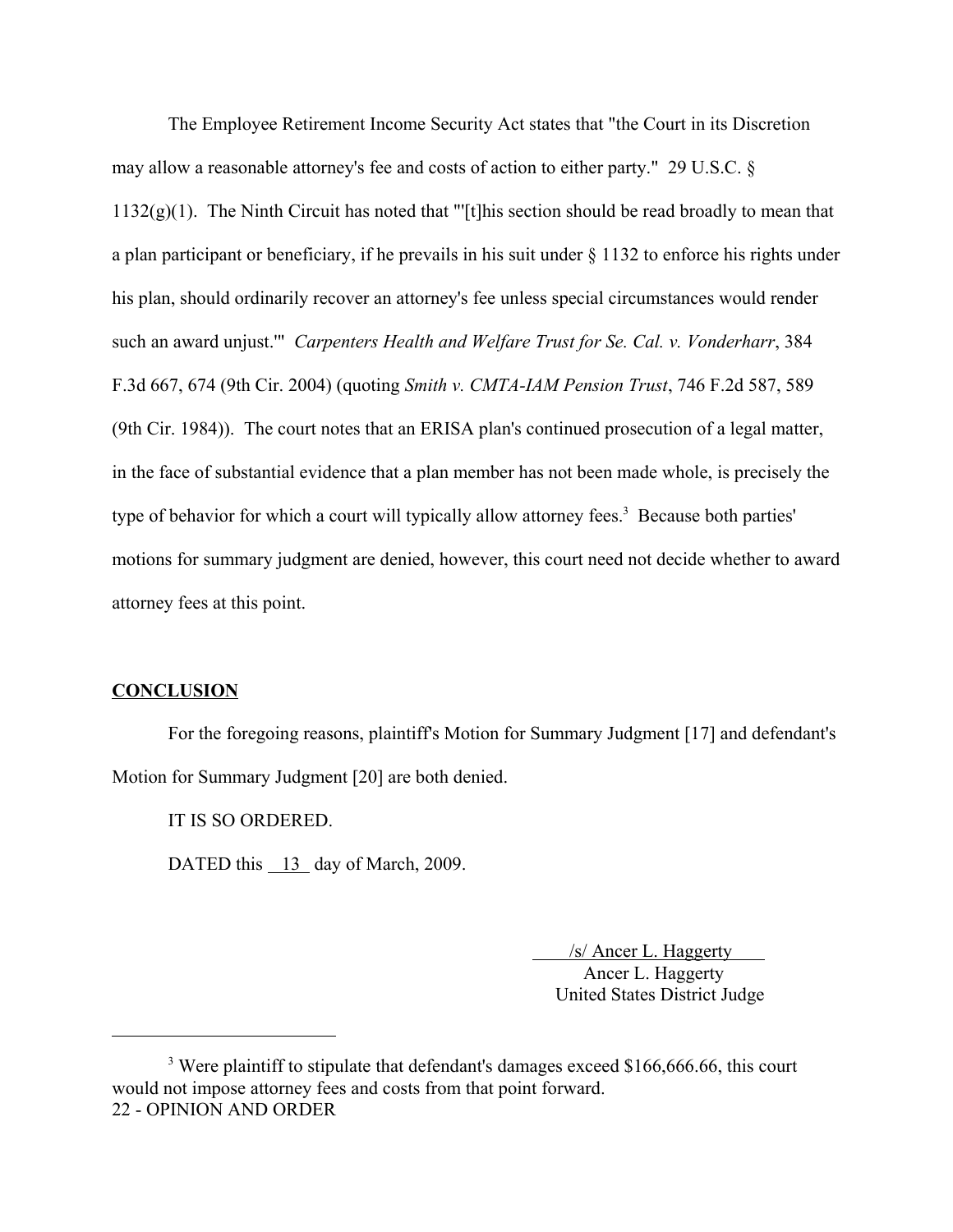The Employee Retirement Income Security Act states that "the Court in its Discretion may allow a reasonable attorney's fee and costs of action to either party." 29 U.S.C. § 1132(g)(1). The Ninth Circuit has noted that "'[t]his section should be read broadly to mean that a plan participant or beneficiary, if he prevails in his suit under § 1132 to enforce his rights under his plan, should ordinarily recover an attorney's fee unless special circumstances would render such an award unjust.'" *Carpenters Health and Welfare Trust for Se. Cal. v. Vonderharr*, 384 F.3d 667, 674 (9th Cir. 2004) (quoting *Smith v. CMTA-IAM Pension Trust*, 746 F.2d 587, 589 (9th Cir. 1984)). The court notes that an ERISA plan's continued prosecution of a legal matter, in the face of substantial evidence that a plan member has not been made whole, is precisely the type of behavior for which a court will typically allow attorney fees.[3] Because both parties' motions for summary judgment are denied, however, this court need not decide whether to award attorney fees at this point.

## CONCLUSION

For the foregoing reasons, plaintiff's Motion for Summary Judgment [17] and defendant's Motion for Summary Judgment [20] are both denied.

IT IS SO ORDERED.

DATED this 13 day of March, 2009.

/s/ Ancer L. Haggerty
Ancer L. Haggerty
United States District Judge

---

[3] Were plaintiff to stipulate that defendant's damages exceed $166,666.66, this court would not impose attorney fees and costs from that point forward.